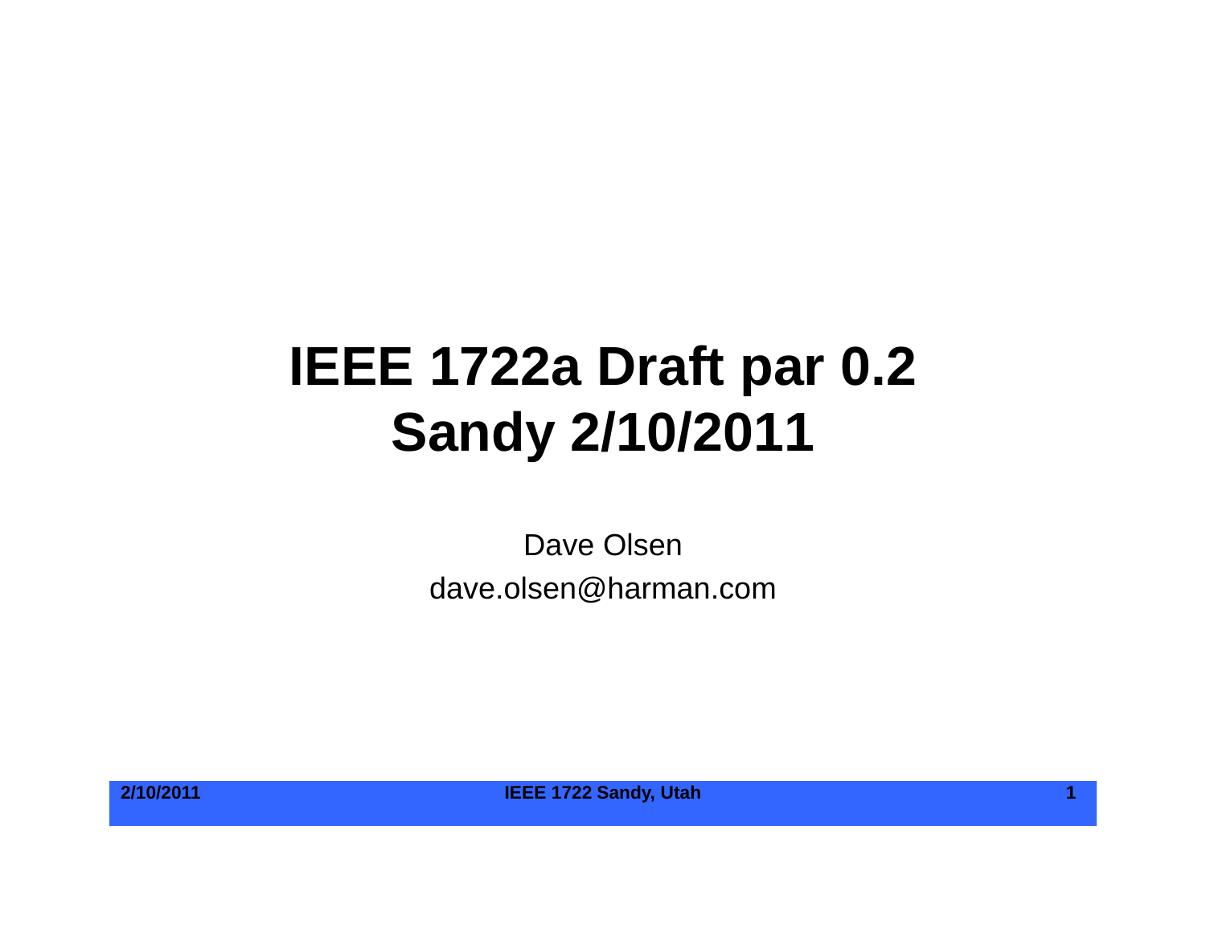# IEEE 1722a Draft par 0.2
# Sandy 2/10/2011

Dave Olsen

dave.olsen@harman.com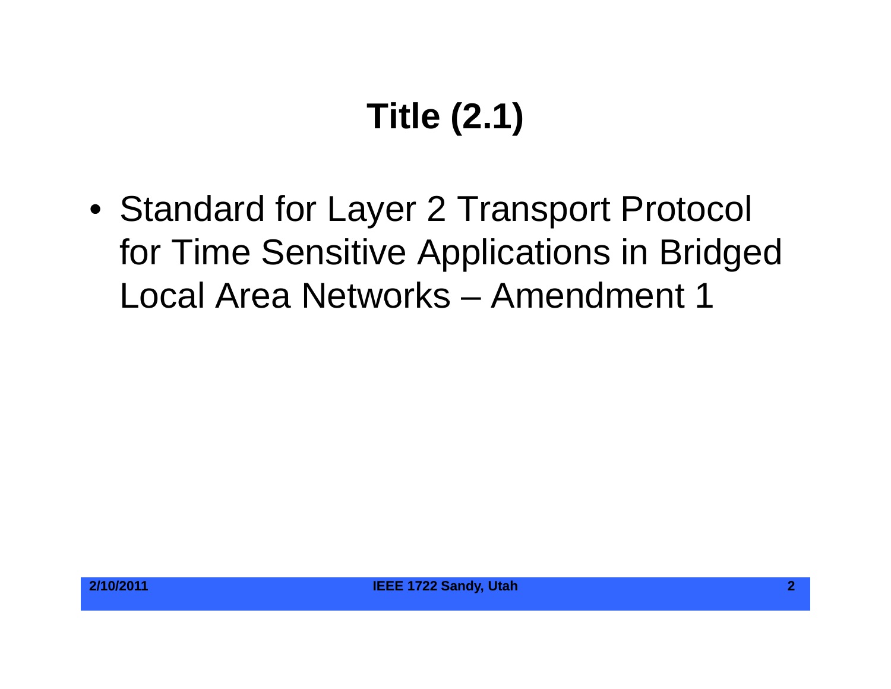# Title (2.1)

- Standard for Layer 2 Transport Protocol for Time Sensitive Applications in Bridged Local Area Networks – Amendment 1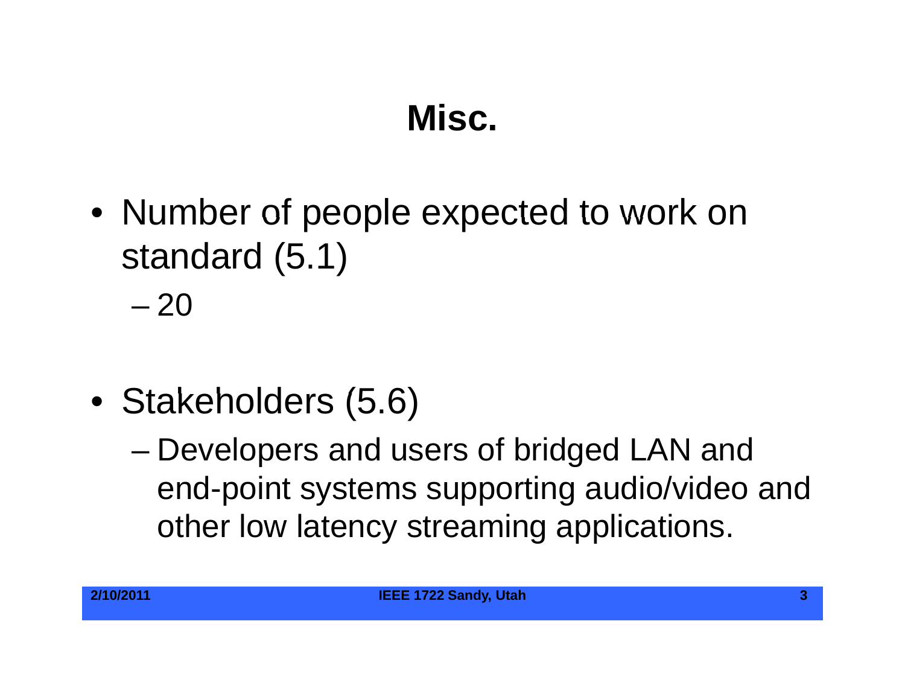# Misc.

- Number of people expected to work on standard (5.1)
  - 20

- Stakeholders (5.6)
  - Developers and users of bridged LAN and end-point systems supporting audio/video and other low latency streaming applications.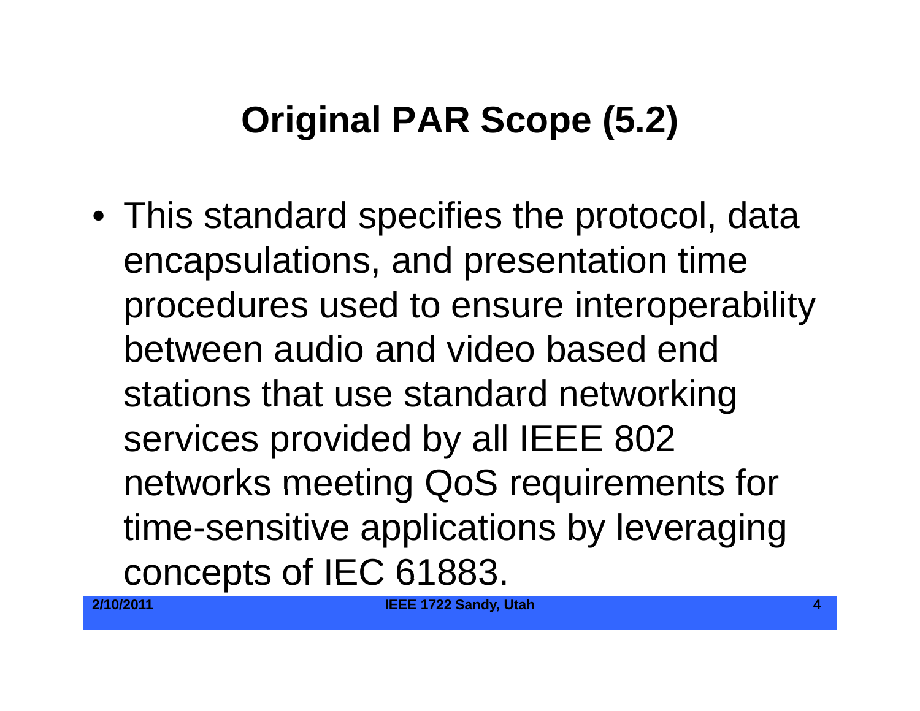# Original PAR Scope (5.2)

- This standard specifies the protocol, data encapsulations, and presentation time procedures used to ensure interoperability between audio and video based end stations that use standard networking services provided by all IEEE 802 networks meeting QoS requirements for time-sensitive applications by leveraging concepts of IEC 61883.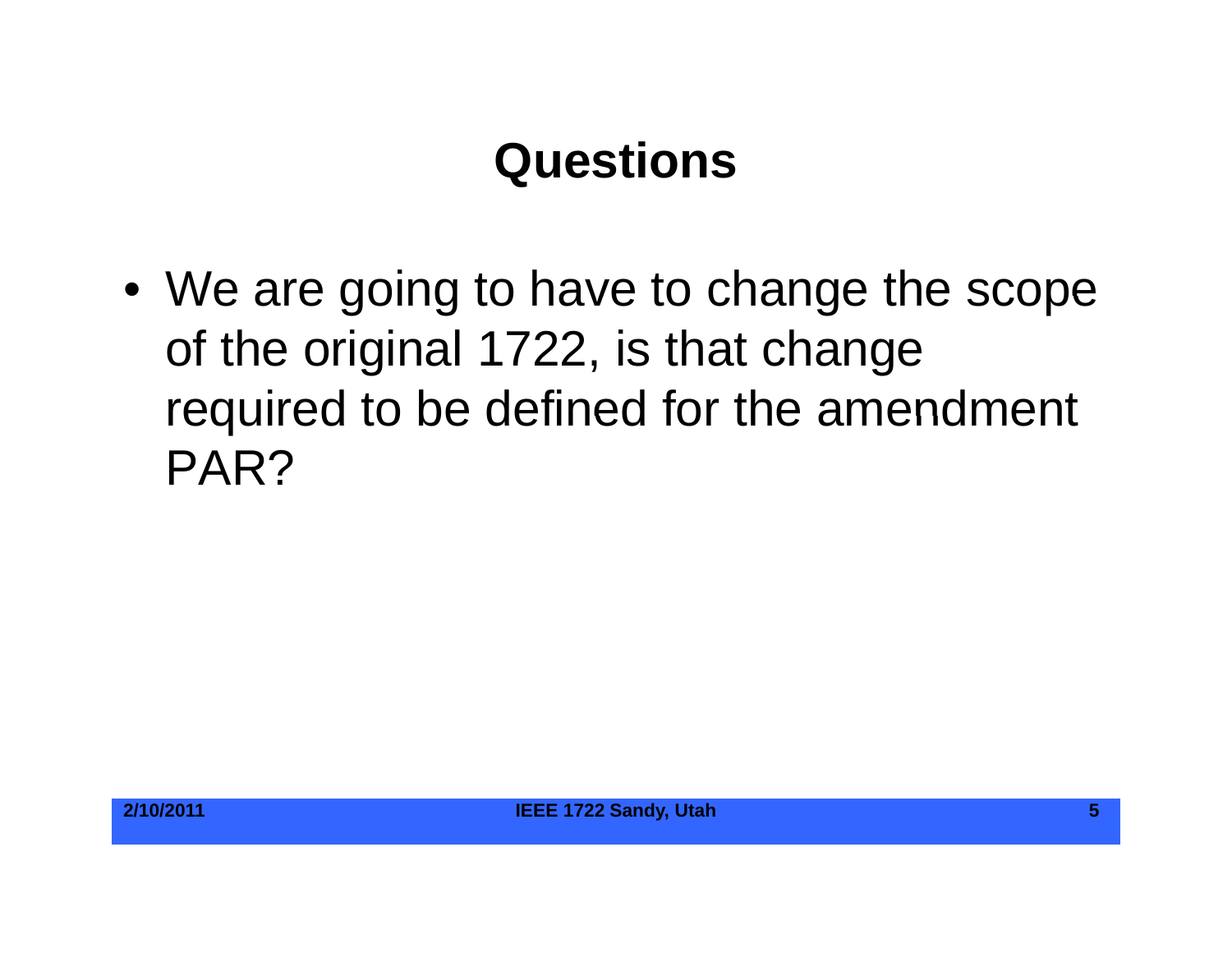# Questions

- We are going to have to change the scope of the original 1722, is that change required to be defined for the amendment PAR?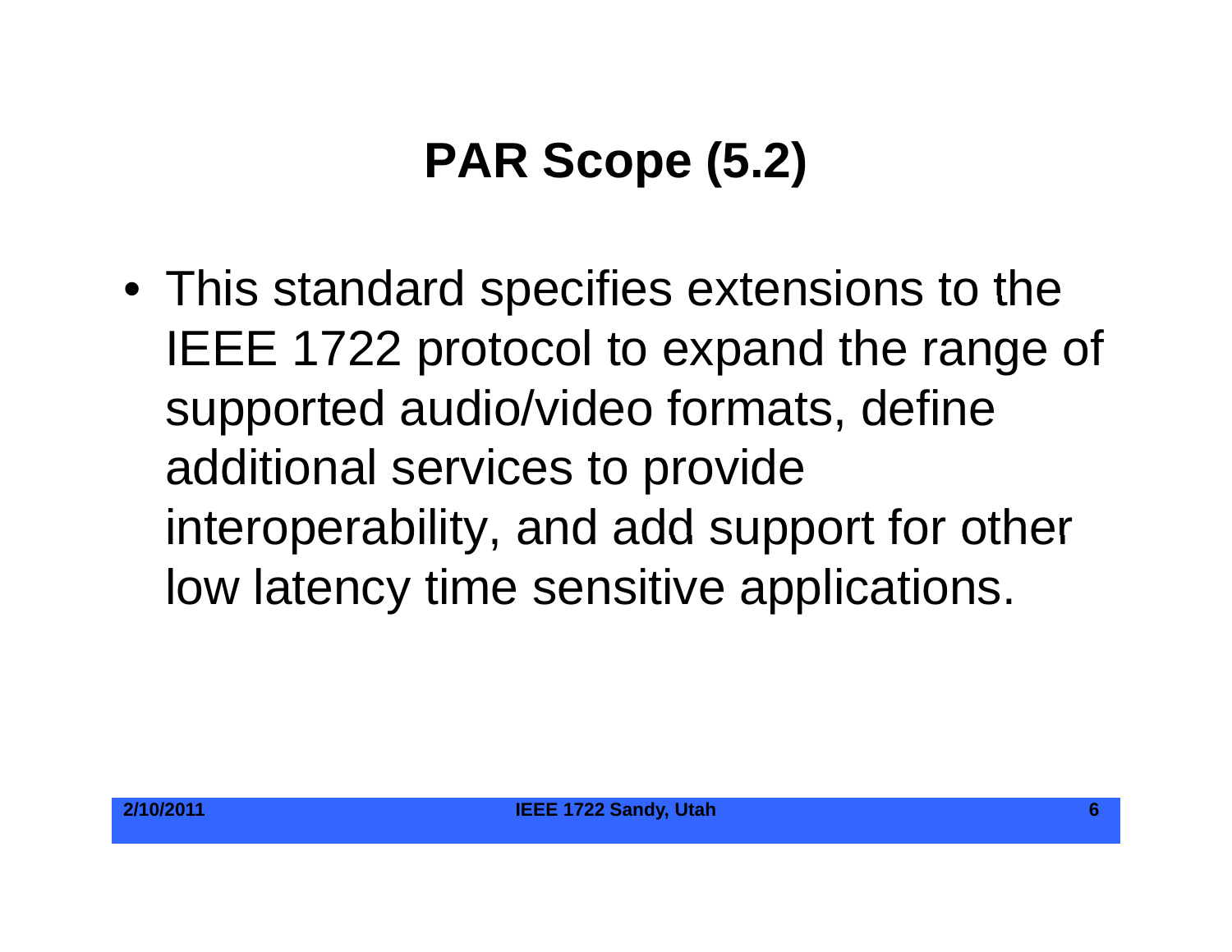# PAR Scope (5.2)

- This standard specifies extensions to the IEEE 1722 protocol to expand the range of supported audio/video formats, define additional services to provide interoperability, and add support for other low latency time sensitive applications.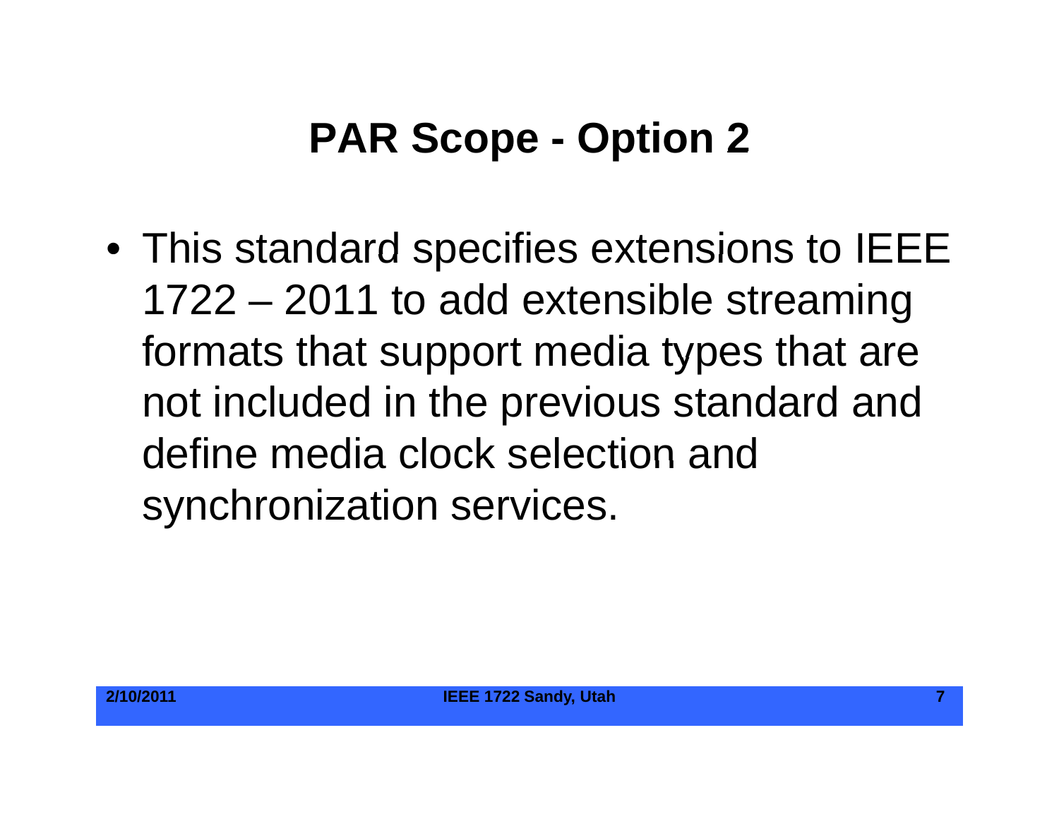# PAR Scope - Option 2

- This standard specifies extensions to IEEE 1722 – 2011 to add extensible streaming formats that support media types that are not included in the previous standard and define media clock selection and synchronization services.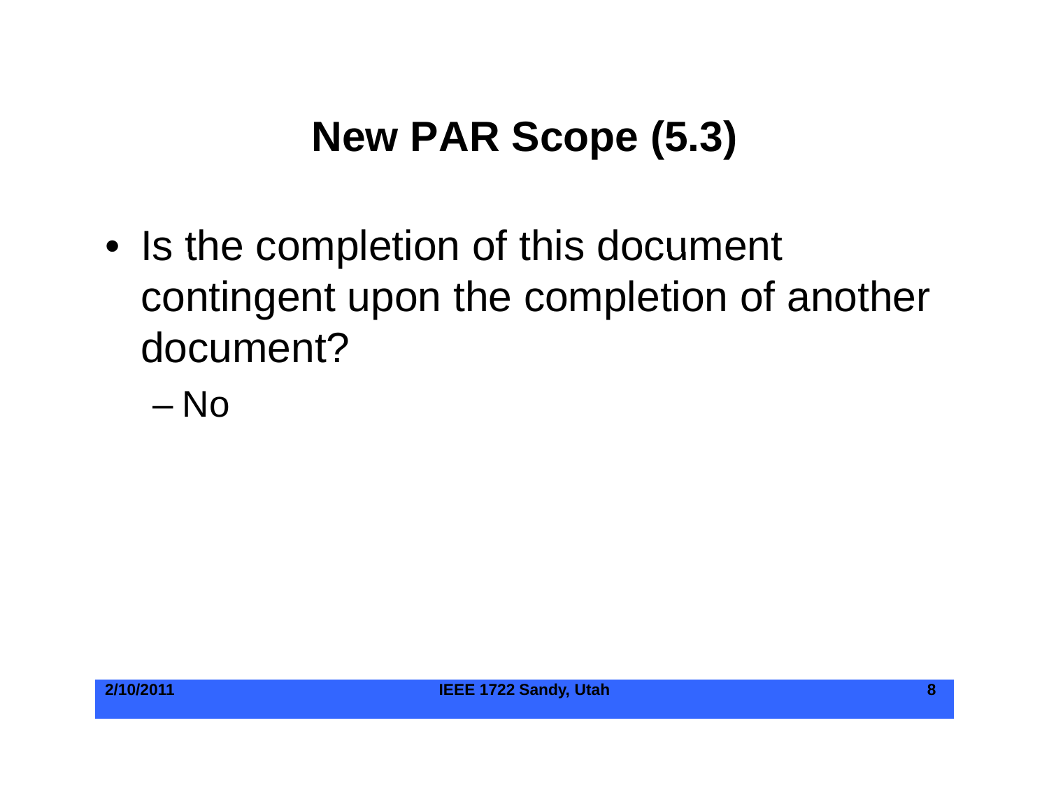# New PAR Scope (5.3)

- Is the completion of this document contingent upon the completion of another document?
  - No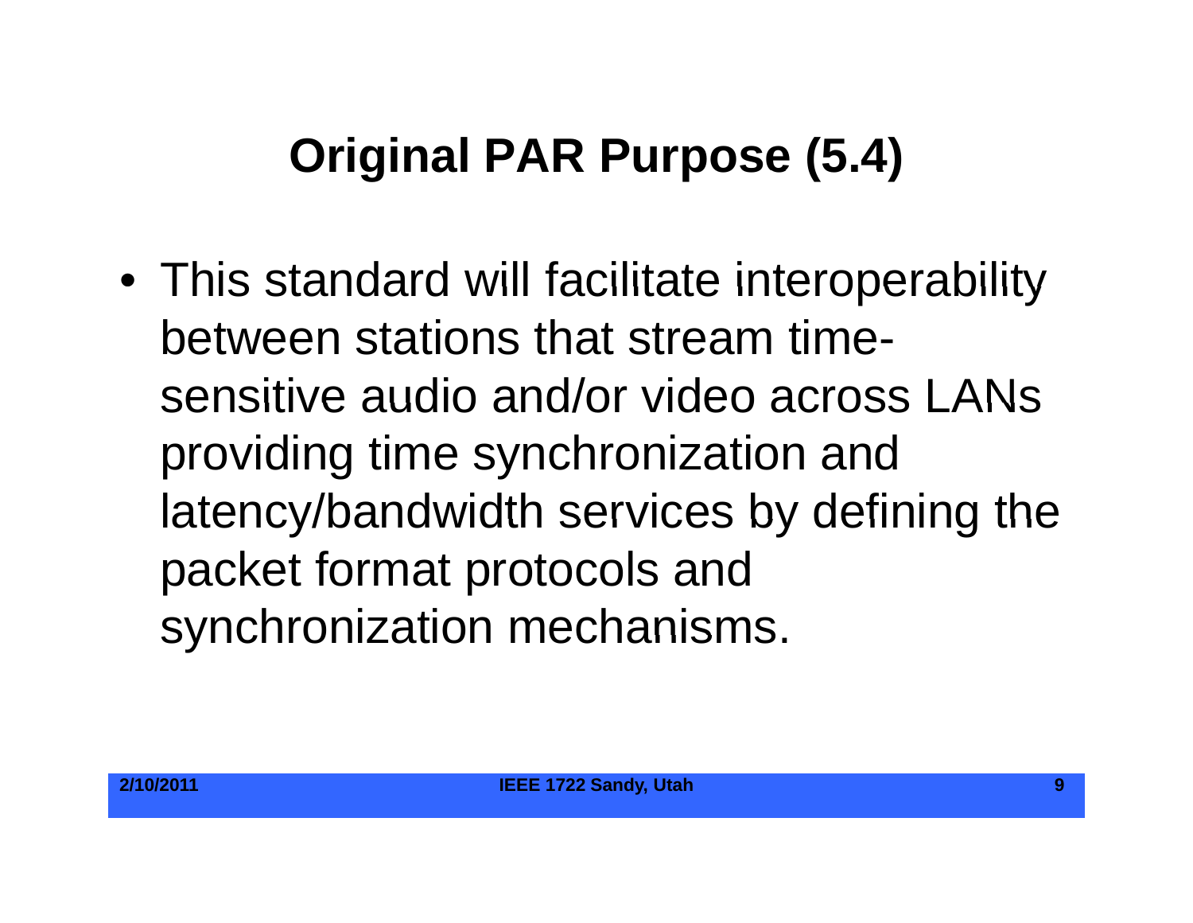# Original PAR Purpose (5.4)

- This standard will facilitate interoperability between stations that stream time-sensitive audio and/or video across LANs providing time synchronization and latency/bandwidth services by defining the packet format protocols and synchronization mechanisms.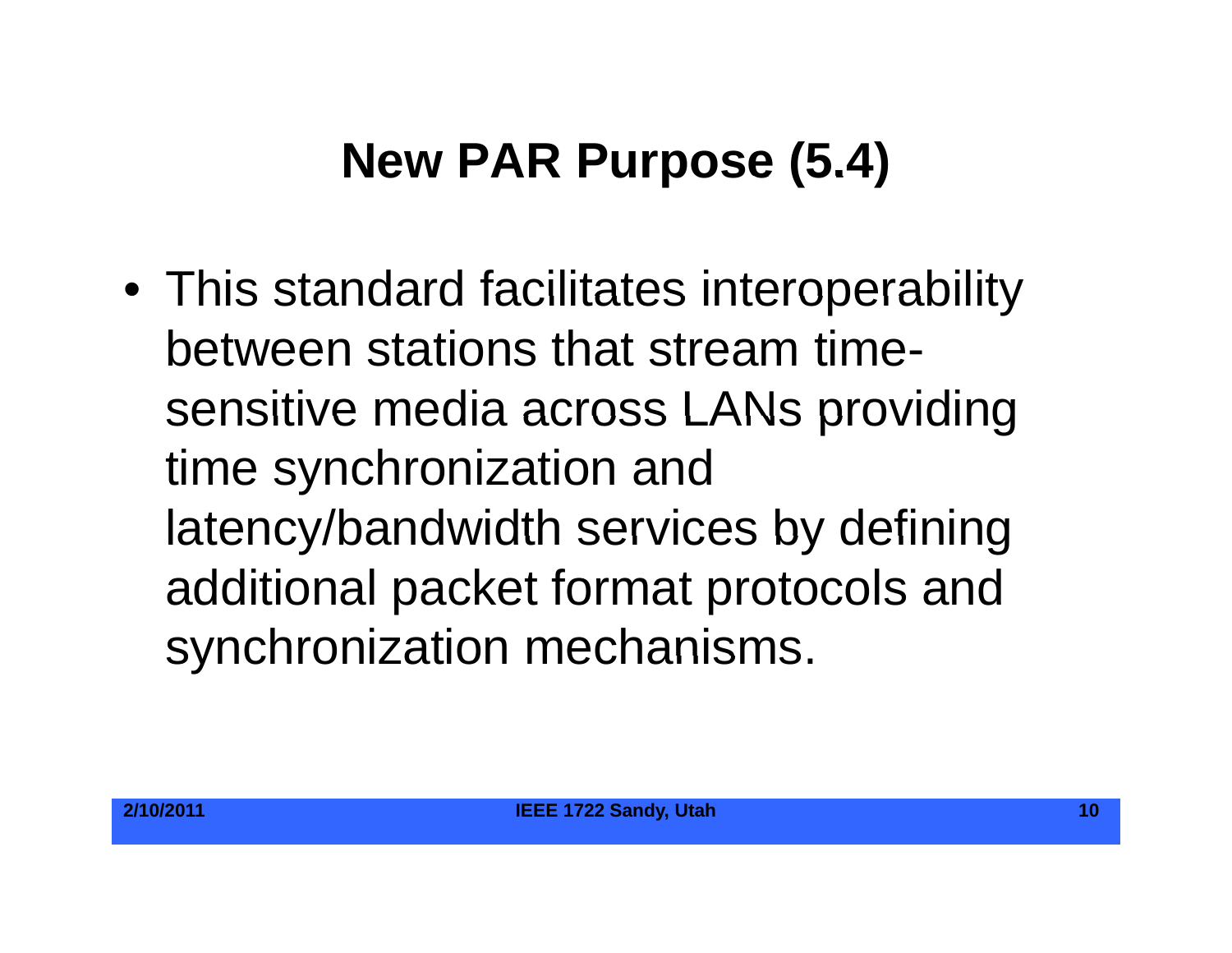# New PAR Purpose (5.4)

- This standard facilitates interoperability between stations that stream time-sensitive media across LANs providing time synchronization and latency/bandwidth services by defining additional packet format protocols and synchronization mechanisms.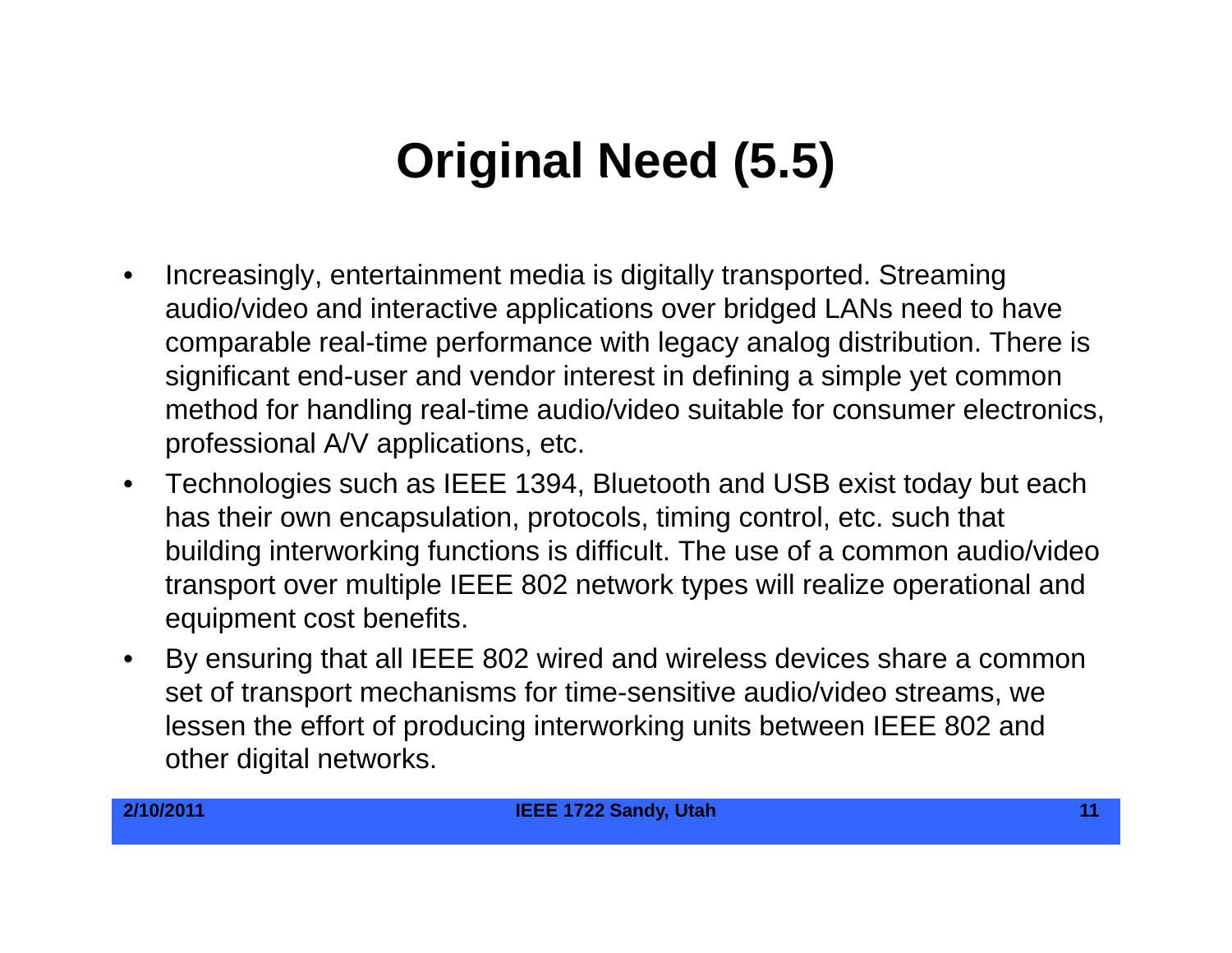# Original Need (5.5)

- Increasingly, entertainment media is digitally transported. Streaming audio/video and interactive applications over bridged LANs need to have comparable real-time performance with legacy analog distribution. There is significant end-user and vendor interest in defining a simple yet common method for handling real-time audio/video suitable for consumer electronics, professional A/V applications, etc.
- Technologies such as IEEE 1394, Bluetooth and USB exist today but each has their own encapsulation, protocols, timing control, etc. such that building interworking functions is difficult. The use of a common audio/video transport over multiple IEEE 802 network types will realize operational and equipment cost benefits.
- By ensuring that all IEEE 802 wired and wireless devices share a common set of transport mechanisms for time-sensitive audio/video streams, we lessen the effort of producing interworking units between IEEE 802 and other digital networks.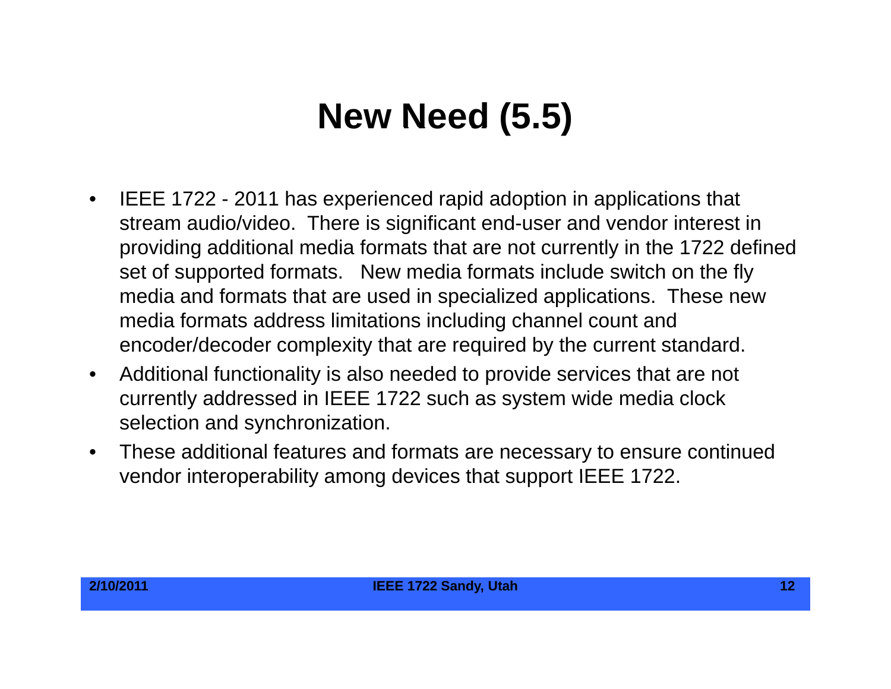# New Need (5.5)

- IEEE 1722 - 2011 has experienced rapid adoption in applications that stream audio/video. There is significant end-user and vendor interest in providing additional media formats that are not currently in the 1722 defined set of supported formats. New media formats include switch on the fly media and formats that are used in specialized applications. These new media formats address limitations including channel count and encoder/decoder complexity that are required by the current standard.
- Additional functionality is also needed to provide services that are not currently addressed in IEEE 1722 such as system wide media clock selection and synchronization.
- These additional features and formats are necessary to ensure continued vendor interoperability among devices that support IEEE 1722.